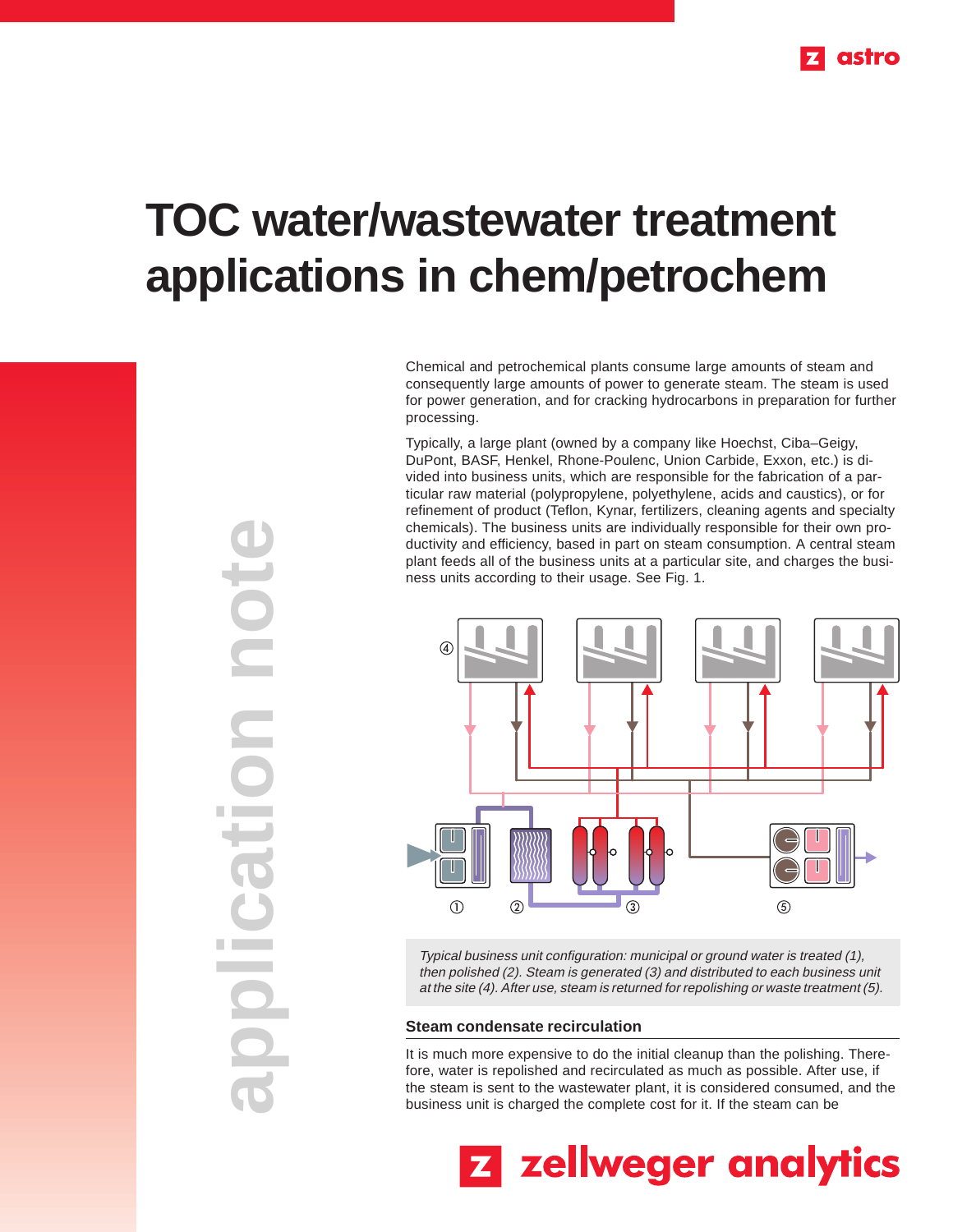# TOC water/wastewater treatment applications in chem/petrochem

Chemical and petrochemical plants consume large amounts of steam and consequently large amounts of power to generate steam. The steam is used for power generation, and for cracking hydrocarbons in preparation for further processing.

Typically, a large plant (owned by a company like Hoechst, Ciba–Geigy, DuPont, BASF, Henkel, Rhone-Poulenc, Union Carbide, Exxon, etc.) is divided into business units, which are responsible for the fabrication of a particular raw material (polypropylene, polyethylene, acids and caustics), or for refinement of product (Teflon, Kynar, fertilizers, cleaning agents and specialty chemicals). The business units are individually responsible for their own productivity and efficiency, based in part on steam consumption. A central steam plant feeds all of the business units at a particular site, and charges the business units according to their usage. See Fig. 1.

*Typical business unit configuration: municipal or ground water is treated (1), then polished (2). Steam is generated (3) and distributed to each business unit at the site (4). After use, steam is returned for repolishing or waste treatment (5).*

## Steam condensate recirculation

It is much more expensive to do the initial cleanup than the polishing. Therefore, water is repolished and recirculated as much as possible. After use, if the steam is sent to the wastewater plant, it is considered consumed, and the business unit is charged the complete cost for it. If the steam can be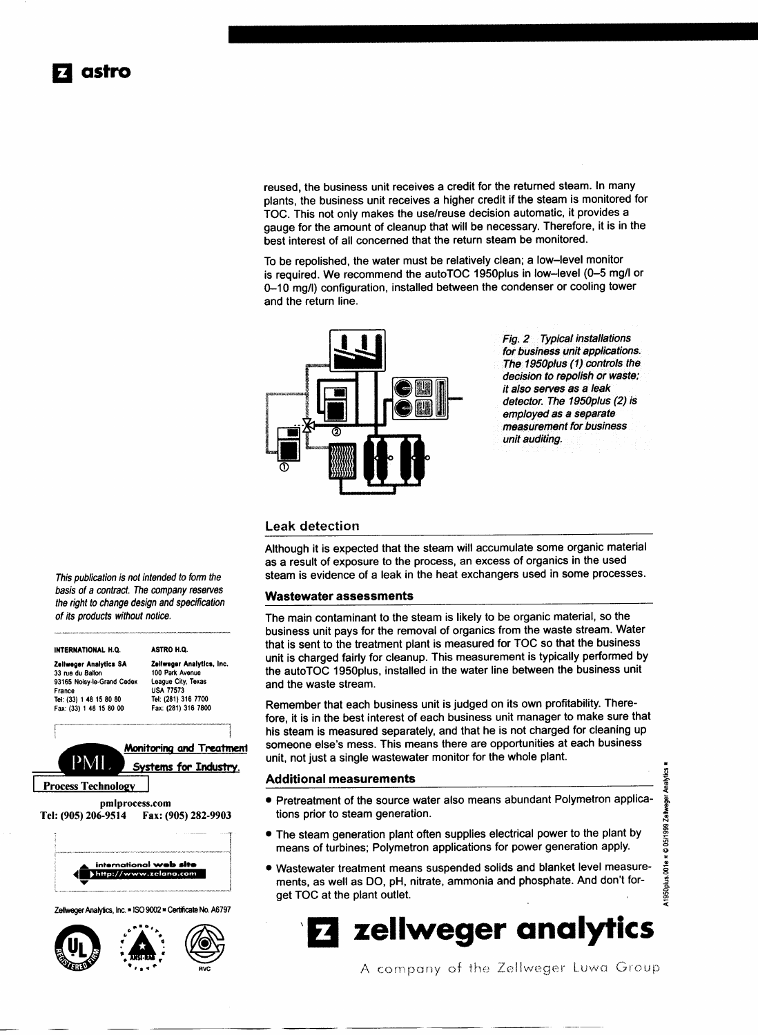reused, the business unit receives a credit for the returned steam. In many plants, the business unit receives a higher credit if the steam is monitored for TOC. This not only makes the use/reuse decision automatic, it provides a gauge for the amount of cleanup that will be necessary. Therefore, it is in the best interest of all concerned that the return steam be monitored.

To be repolished, the water must be relatively clean; a low–level monitor is required. We recommend the autoTOC 1950plus in low–level (0–5 mg/l or 0–10 mg/l) configuration, installed between the condenser or cooling tower and the return line.

*Fig. 2 Typical installations for business unit applications. The 1950plus (1) controls the decision to repolish or waste; it also serves as a leak detector. The 1950plus (2) is employed as a separate measurement for business unit auditing.*

## Leak detection

Although it is expected that the steam will accumulate some organic material as a result of exposure to the process, an excess of organics in the used steam is evidence of a leak in the heat exchangers used in some processes.

### Wastewater assessments

The main contaminant to the steam is likely to be organic material, so the business unit pays for the removal of organics from the waste stream. Water that is sent to the treatment plant is measured for TOC so that the business unit is charged fairly for cleanup. This measurement is typically performed by the autoTOC 1950plus, installed in the water line between the business unit and the waste stream.

Remember that each business unit is judged on its own profitability. Therefore, it is in the best interest of each business unit manager to make sure that his steam is measured separately, and that he is not charged for cleaning up someone else's mess. This means there are opportunities at each business unit, not just a single wastewater monitor for the whole plant.

### Additional measurements

- Pretreatment of the source water also means abundant Polymetron applications prior to steam generation.
- The steam generation plant often supplies electrical power to the plant by means of turbines; Polymetron applications for power generation apply.
- Wastewater treatment means suspended solids and blanket level measurements, as well as DO, pH, nitrate, ammonia and phosphate. And don't forget TOC at the plant outlet.

*This publication is not intended to form the basis of a contract. The company reserves the right to change design and specification of its products without notice.*

| INTERNATIONAL H.Q. | ASTRO H.Q. |
| --- | --- |
| Zellweger Analytics SA | Zellweger Analytics, Inc. |
| 33 rue du Ballon | 100 Park Avenue |
| 93165 Noisy-le-Grand Cedex | League City, Texas |
| France | USA 77573 |
| Tel: (33) 1 48 15 80 80 | Tel: (281) 316 7700 |
| Fax: (33) 1 48 15 80 00 | Fax: (281) 316 7800 |

PML Monitoring and Treatment Systems for Industry.
Process Technology
pmlprocess.com
Tel: (905) 206-9514 Fax: (905) 282-9903

international web site
http://www.zelana.com

Zellweger Analytics, Inc. ▪ ISO 9002 ▪ Certificate No. A6797

A1950plus.001e ▪ © 05/1999 Zellweger Analytics ▪

zellweger analytics
A company of the Zellweger Luwa Group